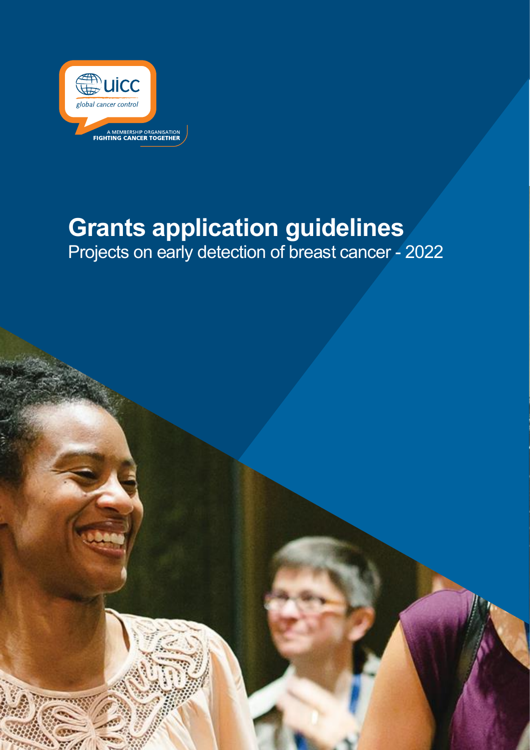uicc

global cancer control

A MEMBERSHIP ORGANISATION
FIGHTING CANCER TOGETHER

# Grants application guidelines

Projects on early detection of breast cancer - 2022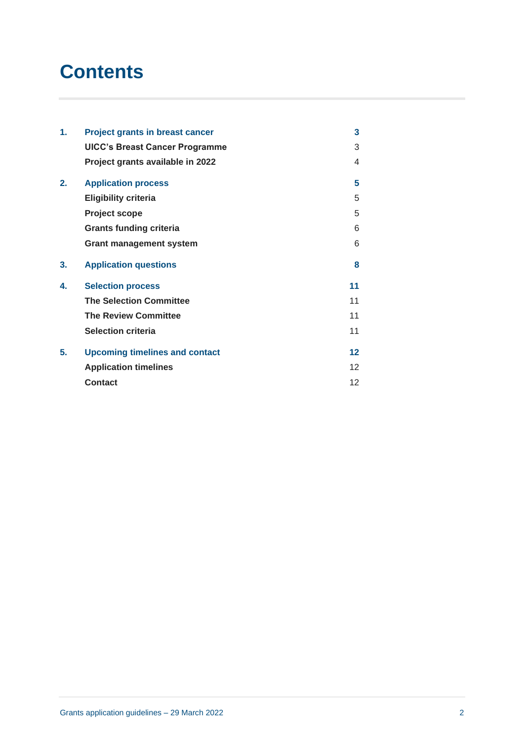# Contents

| | | |
|---|---|---|
| **1.** | **Project grants in breast cancer** | **3** |
| | **UICC's Breast Cancer Programme** | 3 |
| | **Project grants available in 2022** | 4 |
| **2.** | **Application process** | **5** |
| | **Eligibility criteria** | 5 |
| | **Project scope** | 5 |
| | **Grants funding criteria** | 6 |
| | **Grant management system** | 6 |
| **3.** | **Application questions** | **8** |
| **4.** | **Selection process** | **11** |
| | **The Selection Committee** | 11 |
| | **The Review Committee** | 11 |
| | **Selection criteria** | 11 |
| **5.** | **Upcoming timelines and contact** | **12** |
| | **Application timelines** | 12 |
| | **Contact** | 12 |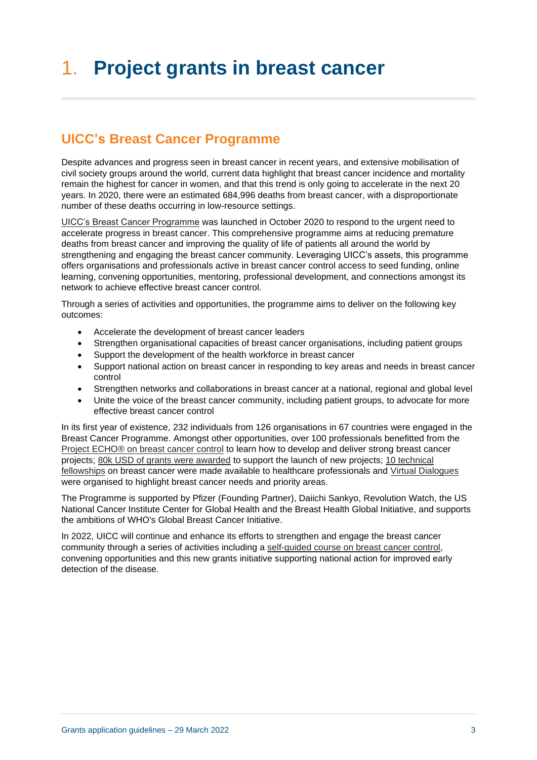# 1. Project grants in breast cancer

## UICC's Breast Cancer Programme

Despite advances and progress seen in breast cancer in recent years, and extensive mobilisation of civil society groups around the world, current data highlight that breast cancer incidence and mortality remain the highest for cancer in women, and that this trend is only going to accelerate in the next 20 years. In 2020, there were an estimated 684,996 deaths from breast cancer, with a disproportionate number of these deaths occurring in low-resource settings.

UICC's Breast Cancer Programme was launched in October 2020 to respond to the urgent need to accelerate progress in breast cancer. This comprehensive programme aims at reducing premature deaths from breast cancer and improving the quality of life of patients all around the world by strengthening and engaging the breast cancer community. Leveraging UICC's assets, this programme offers organisations and professionals active in breast cancer control access to seed funding, online learning, convening opportunities, mentoring, professional development, and connections amongst its network to achieve effective breast cancer control.

Through a series of activities and opportunities, the programme aims to deliver on the following key outcomes:

- Accelerate the development of breast cancer leaders
- Strengthen organisational capacities of breast cancer organisations, including patient groups
- Support the development of the health workforce in breast cancer
- Support national action on breast cancer in responding to key areas and needs in breast cancer control
- Strengthen networks and collaborations in breast cancer at a national, regional and global level
- Unite the voice of the breast cancer community, including patient groups, to advocate for more effective breast cancer control

In its first year of existence, 232 individuals from 126 organisations in 67 countries were engaged in the Breast Cancer Programme. Amongst other opportunities, over 100 professionals benefitted from the Project ECHO® on breast cancer control to learn how to develop and deliver strong breast cancer projects; 80k USD of grants were awarded to support the launch of new projects; 10 technical fellowships on breast cancer were made available to healthcare professionals and Virtual Dialogues were organised to highlight breast cancer needs and priority areas.

The Programme is supported by Pfizer (Founding Partner), Daiichi Sankyo, Revolution Watch, the US National Cancer Institute Center for Global Health and the Breast Health Global Initiative, and supports the ambitions of WHO's Global Breast Cancer Initiative.

In 2022, UICC will continue and enhance its efforts to strengthen and engage the breast cancer community through a series of activities including a self-guided course on breast cancer control, convening opportunities and this new grants initiative supporting national action for improved early detection of the disease.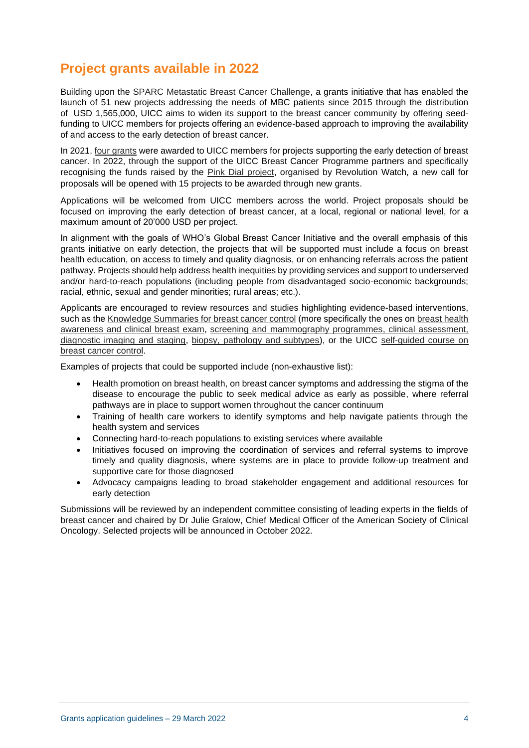## Project grants available in 2022

Building upon the SPARC Metastatic Breast Cancer Challenge, a grants initiative that has enabled the launch of 51 new projects addressing the needs of MBC patients since 2015 through the distribution of USD 1,565,000, UICC aims to widen its support to the breast cancer community by offering seed-funding to UICC members for projects offering an evidence-based approach to improving the availability of and access to the early detection of breast cancer.

In 2021, four grants were awarded to UICC members for projects supporting the early detection of breast cancer. In 2022, through the support of the UICC Breast Cancer Programme partners and specifically recognising the funds raised by the Pink Dial project, organised by Revolution Watch, a new call for proposals will be opened with 15 projects to be awarded through new grants.

Applications will be welcomed from UICC members across the world. Project proposals should be focused on improving the early detection of breast cancer, at a local, regional or national level, for a maximum amount of 20'000 USD per project.

In alignment with the goals of WHO's Global Breast Cancer Initiative and the overall emphasis of this grants initiative on early detection, the projects that will be supported must include a focus on breast health education, on access to timely and quality diagnosis, or on enhancing referrals across the patient pathway. Projects should help address health inequities by providing services and support to underserved and/or hard-to-reach populations (including people from disadvantaged socio-economic backgrounds; racial, ethnic, sexual and gender minorities; rural areas; etc.).

Applicants are encouraged to review resources and studies highlighting evidence-based interventions, such as the Knowledge Summaries for breast cancer control (more specifically the ones on breast health awareness and clinical breast exam, screening and mammography programmes, clinical assessment, diagnostic imaging and staging, biopsy, pathology and subtypes), or the UICC self-guided course on breast cancer control.

Examples of projects that could be supported include (non-exhaustive list):

- Health promotion on breast health, on breast cancer symptoms and addressing the stigma of the disease to encourage the public to seek medical advice as early as possible, where referral pathways are in place to support women throughout the cancer continuum
- Training of health care workers to identify symptoms and help navigate patients through the health system and services
- Connecting hard-to-reach populations to existing services where available
- Initiatives focused on improving the coordination of services and referral systems to improve timely and quality diagnosis, where systems are in place to provide follow-up treatment and supportive care for those diagnosed
- Advocacy campaigns leading to broad stakeholder engagement and additional resources for early detection

Submissions will be reviewed by an independent committee consisting of leading experts in the fields of breast cancer and chaired by Dr Julie Gralow, Chief Medical Officer of the American Society of Clinical Oncology. Selected projects will be announced in October 2022.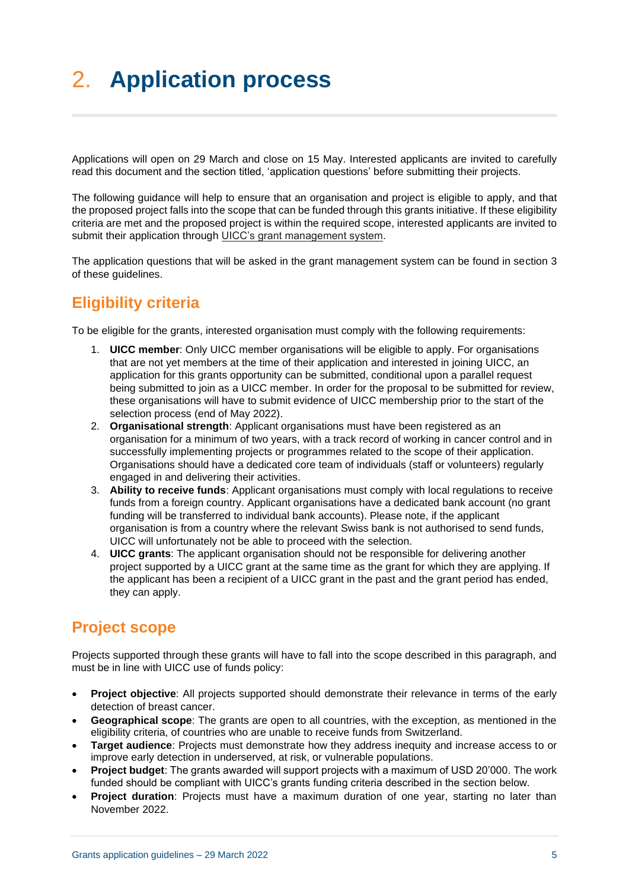# 2. Application process

Applications will open on 29 March and close on 15 May. Interested applicants are invited to carefully read this document and the section titled, 'application questions' before submitting their projects.

The following guidance will help to ensure that an organisation and project is eligible to apply, and that the proposed project falls into the scope that can be funded through this grants initiative. If these eligibility criteria are met and the proposed project is within the required scope, interested applicants are invited to submit their application through UICC's grant management system.

The application questions that will be asked in the grant management system can be found in section 3 of these guidelines.

## Eligibility criteria

To be eligible for the grants, interested organisation must comply with the following requirements:

1. **UICC member**: Only UICC member organisations will be eligible to apply. For organisations that are not yet members at the time of their application and interested in joining UICC, an application for this grants opportunity can be submitted, conditional upon a parallel request being submitted to join as a UICC member. In order for the proposal to be submitted for review, these organisations will have to submit evidence of UICC membership prior to the start of the selection process (end of May 2022).
2. **Organisational strength**: Applicant organisations must have been registered as an organisation for a minimum of two years, with a track record of working in cancer control and in successfully implementing projects or programmes related to the scope of their application. Organisations should have a dedicated core team of individuals (staff or volunteers) regularly engaged in and delivering their activities.
3. **Ability to receive funds**: Applicant organisations must comply with local regulations to receive funds from a foreign country. Applicant organisations have a dedicated bank account (no grant funding will be transferred to individual bank accounts). Please note, if the applicant organisation is from a country where the relevant Swiss bank is not authorised to send funds, UICC will unfortunately not be able to proceed with the selection.
4. **UICC grants**: The applicant organisation should not be responsible for delivering another project supported by a UICC grant at the same time as the grant for which they are applying. If the applicant has been a recipient of a UICC grant in the past and the grant period has ended, they can apply.

## Project scope

Projects supported through these grants will have to fall into the scope described in this paragraph, and must be in line with UICC use of funds policy:

- **Project objective**: All projects supported should demonstrate their relevance in terms of the early detection of breast cancer.
- **Geographical scope**: The grants are open to all countries, with the exception, as mentioned in the eligibility criteria, of countries who are unable to receive funds from Switzerland.
- **Target audience**: Projects must demonstrate how they address inequity and increase access to or improve early detection in underserved, at risk, or vulnerable populations.
- **Project budget**: The grants awarded will support projects with a maximum of USD 20'000. The work funded should be compliant with UICC's grants funding criteria described in the section below.
- **Project duration**: Projects must have a maximum duration of one year, starting no later than November 2022.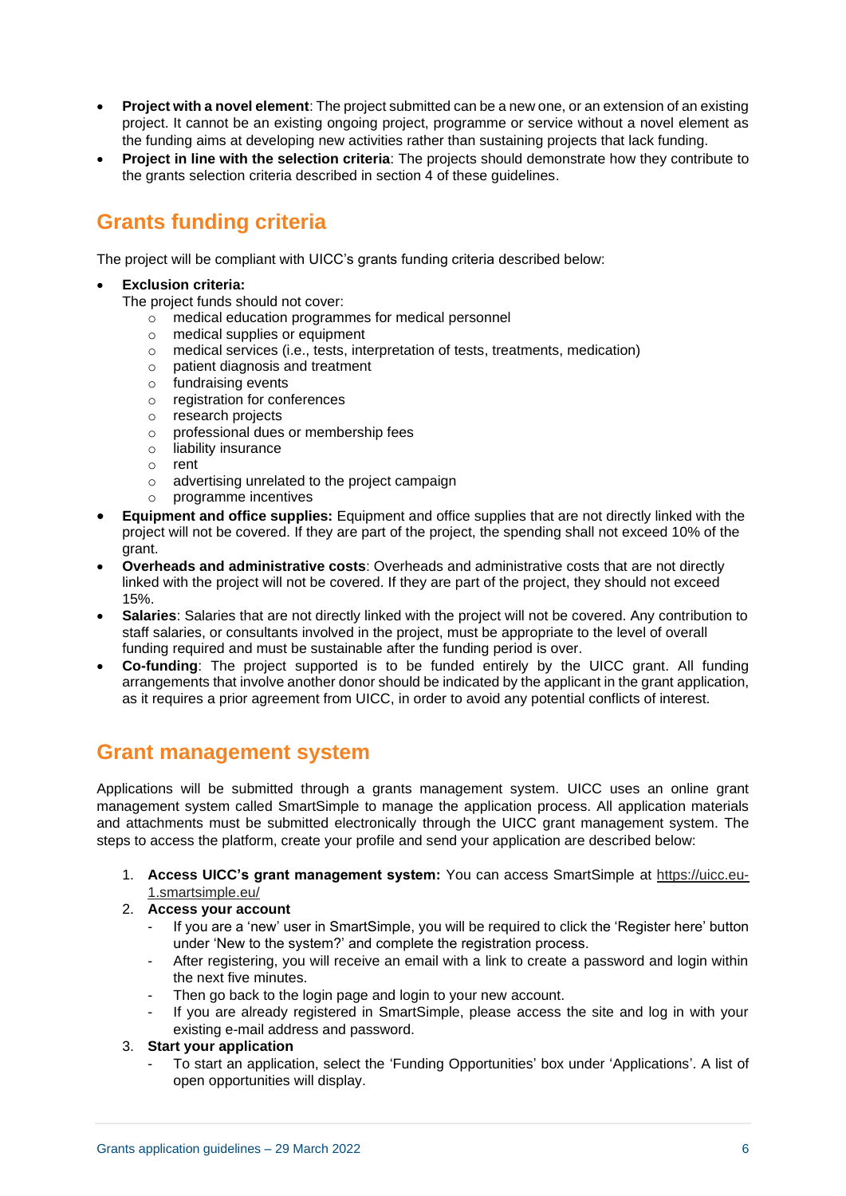- **Project with a novel element**: The project submitted can be a new one, or an extension of an existing project. It cannot be an existing ongoing project, programme or service without a novel element as the funding aims at developing new activities rather than sustaining projects that lack funding.
- **Project in line with the selection criteria**: The projects should demonstrate how they contribute to the grants selection criteria described in section 4 of these guidelines.

## Grants funding criteria

The project will be compliant with UICC's grants funding criteria described below:

- **Exclusion criteria:**
  The project funds should not cover:
  - medical education programmes for medical personnel
  - medical supplies or equipment
  - medical services (i.e., tests, interpretation of tests, treatments, medication)
  - patient diagnosis and treatment
  - fundraising events
  - registration for conferences
  - research projects
  - professional dues or membership fees
  - liability insurance
  - rent
  - advertising unrelated to the project campaign
  - programme incentives
- **Equipment and office supplies:** Equipment and office supplies that are not directly linked with the project will not be covered. If they are part of the project, the spending shall not exceed 10% of the grant.
- **Overheads and administrative costs**: Overheads and administrative costs that are not directly linked with the project will not be covered. If they are part of the project, they should not exceed 15%.
- **Salaries**: Salaries that are not directly linked with the project will not be covered. Any contribution to staff salaries, or consultants involved in the project, must be appropriate to the level of overall funding required and must be sustainable after the funding period is over.
- **Co-funding**: The project supported is to be funded entirely by the UICC grant. All funding arrangements that involve another donor should be indicated by the applicant in the grant application, as it requires a prior agreement from UICC, in order to avoid any potential conflicts of interest.

## Grant management system

Applications will be submitted through a grants management system. UICC uses an online grant management system called SmartSimple to manage the application process. All application materials and attachments must be submitted electronically through the UICC grant management system. The steps to access the platform, create your profile and send your application are described below:

1. **Access UICC's grant management system:** You can access SmartSimple at https://uicc.eu-1.smartsimple.eu/
2. **Access your account**
   - If you are a 'new' user in SmartSimple, you will be required to click the 'Register here' button under 'New to the system?' and complete the registration process.
   - After registering, you will receive an email with a link to create a password and login within the next five minutes.
   - Then go back to the login page and login to your new account.
   - If you are already registered in SmartSimple, please access the site and log in with your existing e-mail address and password.
3. **Start your application**
   - To start an application, select the 'Funding Opportunities' box under 'Applications'. A list of open opportunities will display.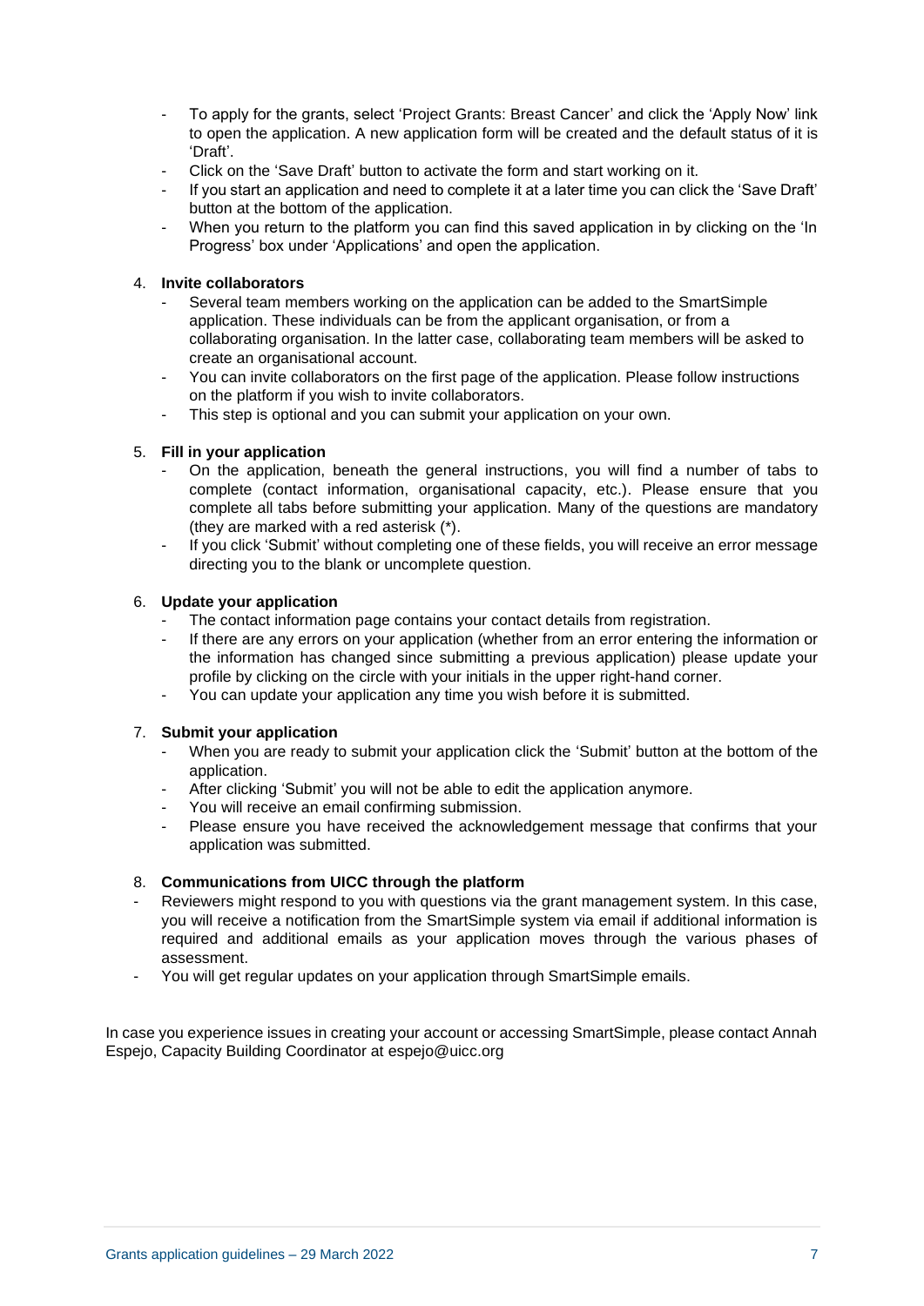- To apply for the grants, select 'Project Grants: Breast Cancer' and click the 'Apply Now' link to open the application. A new application form will be created and the default status of it is 'Draft'.
- Click on the 'Save Draft' button to activate the form and start working on it.
- If you start an application and need to complete it at a later time you can click the 'Save Draft' button at the bottom of the application.
- When you return to the platform you can find this saved application in by clicking on the 'In Progress' box under 'Applications' and open the application.

4. **Invite collaborators**
   - Several team members working on the application can be added to the SmartSimple application. These individuals can be from the applicant organisation, or from a collaborating organisation. In the latter case, collaborating team members will be asked to create an organisational account.
   - You can invite collaborators on the first page of the application. Please follow instructions on the platform if you wish to invite collaborators.
   - This step is optional and you can submit your application on your own.

5. **Fill in your application**
   - On the application, beneath the general instructions, you will find a number of tabs to complete (contact information, organisational capacity, etc.). Please ensure that you complete all tabs before submitting your application. Many of the questions are mandatory (they are marked with a red asterisk (*).
   - If you click 'Submit' without completing one of these fields, you will receive an error message directing you to the blank or uncomplete question.

6. **Update your application**
   - The contact information page contains your contact details from registration.
   - If there are any errors on your application (whether from an error entering the information or the information has changed since submitting a previous application) please update your profile by clicking on the circle with your initials in the upper right-hand corner.
   - You can update your application any time you wish before it is submitted.

7. **Submit your application**
   - When you are ready to submit your application click the 'Submit' button at the bottom of the application.
   - After clicking 'Submit' you will not be able to edit the application anymore.
   - You will receive an email confirming submission.
   - Please ensure you have received the acknowledgement message that confirms that your application was submitted.

8. **Communications from UICC through the platform**

- Reviewers might respond to you with questions via the grant management system. In this case, you will receive a notification from the SmartSimple system via email if additional information is required and additional emails as your application moves through the various phases of assessment.
- You will get regular updates on your application through SmartSimple emails.

In case you experience issues in creating your account or accessing SmartSimple, please contact Annah Espejo, Capacity Building Coordinator at espejo@uicc.org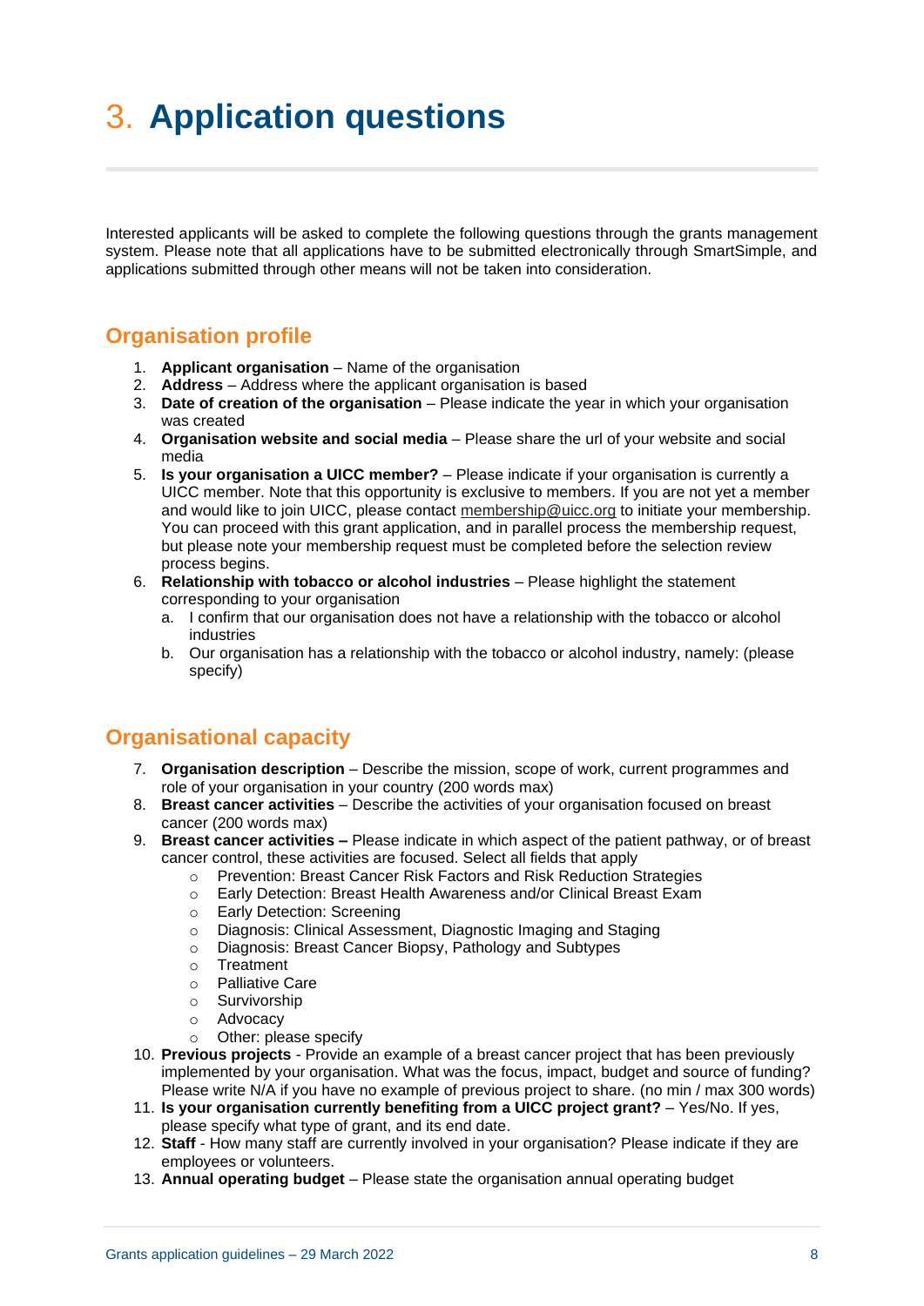# 3. Application questions

Interested applicants will be asked to complete the following questions through the grants management system. Please note that all applications have to be submitted electronically through SmartSimple, and applications submitted through other means will not be taken into consideration.

## Organisation profile

1. **Applicant organisation** – Name of the organisation
2. **Address** – Address where the applicant organisation is based
3. **Date of creation of the organisation** – Please indicate the year in which your organisation was created
4. **Organisation website and social media** – Please share the url of your website and social media
5. **Is your organisation a UICC member?** – Please indicate if your organisation is currently a UICC member. Note that this opportunity is exclusive to members. If you are not yet a member and would like to join UICC, please contact membership@uicc.org to initiate your membership. You can proceed with this grant application, and in parallel process the membership request, but please note your membership request must be completed before the selection review process begins.
6. **Relationship with tobacco or alcohol industries** – Please highlight the statement corresponding to your organisation
   a. I confirm that our organisation does not have a relationship with the tobacco or alcohol industries
   b. Our organisation has a relationship with the tobacco or alcohol industry, namely: (please specify)

## Organisational capacity

7. **Organisation description** – Describe the mission, scope of work, current programmes and role of your organisation in your country (200 words max)
8. **Breast cancer activities** – Describe the activities of your organisation focused on breast cancer (200 words max)
9. **Breast cancer activities –** Please indicate in which aspect of the patient pathway, or of breast cancer control, these activities are focused. Select all fields that apply
   - Prevention: Breast Cancer Risk Factors and Risk Reduction Strategies
   - Early Detection: Breast Health Awareness and/or Clinical Breast Exam
   - Early Detection: Screening
   - Diagnosis: Clinical Assessment, Diagnostic Imaging and Staging
   - Diagnosis: Breast Cancer Biopsy, Pathology and Subtypes
   - Treatment
   - Palliative Care
   - Survivorship
   - Advocacy
   - Other: please specify
10. **Previous projects** - Provide an example of a breast cancer project that has been previously implemented by your organisation. What was the focus, impact, budget and source of funding? Please write N/A if you have no example of previous project to share. (no min / max 300 words)
11. **Is your organisation currently benefiting from a UICC project grant?** – Yes/No. If yes, please specify what type of grant, and its end date.
12. **Staff** - How many staff are currently involved in your organisation? Please indicate if they are employees or volunteers.
13. **Annual operating budget** – Please state the organisation annual operating budget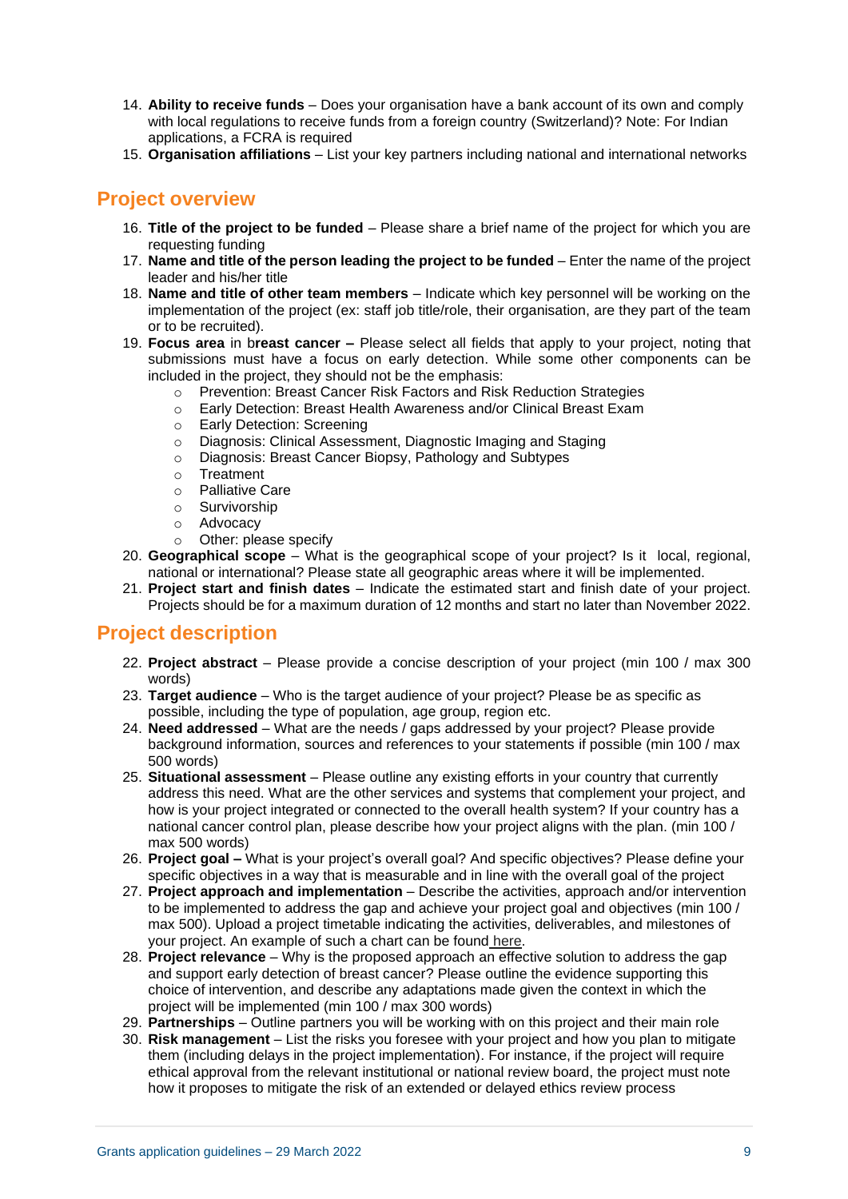14. **Ability to receive funds** – Does your organisation have a bank account of its own and comply with local regulations to receive funds from a foreign country (Switzerland)? Note: For Indian applications, a FCRA is required
15. **Organisation affiliations** – List your key partners including national and international networks

## Project overview

16. **Title of the project to be funded** – Please share a brief name of the project for which you are requesting funding
17. **Name and title of the person leading the project to be funded** – Enter the name of the project leader and his/her title
18. **Name and title of other team members** – Indicate which key personnel will be working on the implementation of the project (ex: staff job title/role, their organisation, are they part of the team or to be recruited).
19. **Focus area** in b**reast cancer –** Please select all fields that apply to your project, noting that submissions must have a focus on early detection. While some other components can be included in the project, they should not be the emphasis:
    - Prevention: Breast Cancer Risk Factors and Risk Reduction Strategies
    - Early Detection: Breast Health Awareness and/or Clinical Breast Exam
    - Early Detection: Screening
    - Diagnosis: Clinical Assessment, Diagnostic Imaging and Staging
    - Diagnosis: Breast Cancer Biopsy, Pathology and Subtypes
    - Treatment
    - Palliative Care
    - Survivorship
    - Advocacy
    - Other: please specify
20. **Geographical scope** – What is the geographical scope of your project? Is it local, regional, national or international? Please state all geographic areas where it will be implemented.
21. **Project start and finish dates** – Indicate the estimated start and finish date of your project. Projects should be for a maximum duration of 12 months and start no later than November 2022.

## Project description

22. **Project abstract** – Please provide a concise description of your project (min 100 / max 300 words)
23. **Target audience** – Who is the target audience of your project? Please be as specific as possible, including the type of population, age group, region etc.
24. **Need addressed** – What are the needs / gaps addressed by your project? Please provide background information, sources and references to your statements if possible (min 100 / max 500 words)
25. **Situational assessment** – Please outline any existing efforts in your country that currently address this need. What are the other services and systems that complement your project, and how is your project integrated or connected to the overall health system? If your country has a national cancer control plan, please describe how your project aligns with the plan. (min 100 / max 500 words)
26. **Project goal –** What is your project's overall goal? And specific objectives? Please define your specific objectives in a way that is measurable and in line with the overall goal of the project
27. **Project approach and implementation** – Describe the activities, approach and/or intervention to be implemented to address the gap and achieve your project goal and objectives (min 100 / max 500). Upload a project timetable indicating the activities, deliverables, and milestones of your project. An example of such a chart can be found here.
28. **Project relevance** – Why is the proposed approach an effective solution to address the gap and support early detection of breast cancer? Please outline the evidence supporting this choice of intervention, and describe any adaptations made given the context in which the project will be implemented (min 100 / max 300 words)
29. **Partnerships** – Outline partners you will be working with on this project and their main role
30. **Risk management** – List the risks you foresee with your project and how you plan to mitigate them (including delays in the project implementation). For instance, if the project will require ethical approval from the relevant institutional or national review board, the project must note how it proposes to mitigate the risk of an extended or delayed ethics review process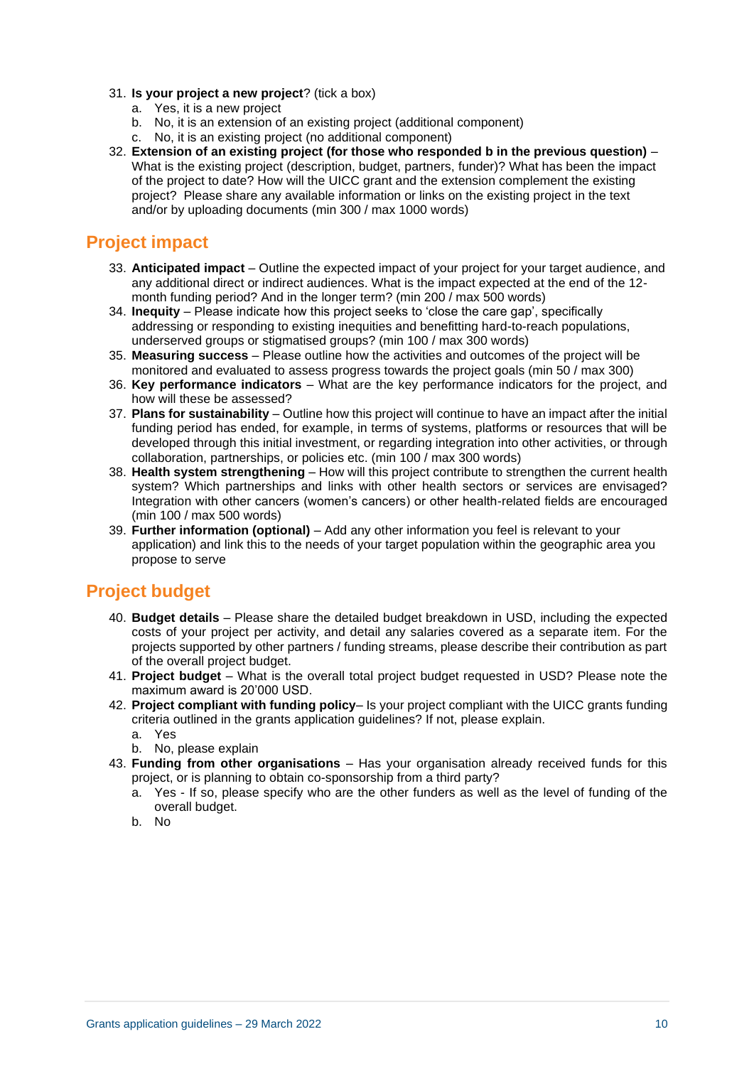31. **Is your project a new project**? (tick a box)
    a. Yes, it is a new project
    b. No, it is an extension of an existing project (additional component)
    c. No, it is an existing project (no additional component)
32. **Extension of an existing project (for those who responded b in the previous question)** – What is the existing project (description, budget, partners, funder)? What has been the impact of the project to date? How will the UICC grant and the extension complement the existing project? Please share any available information or links on the existing project in the text and/or by uploading documents (min 300 / max 1000 words)

## Project impact

33. **Anticipated impact** – Outline the expected impact of your project for your target audience, and any additional direct or indirect audiences. What is the impact expected at the end of the 12-month funding period? And in the longer term? (min 200 / max 500 words)
34. **Inequity** – Please indicate how this project seeks to 'close the care gap', specifically addressing or responding to existing inequities and benefitting hard-to-reach populations, underserved groups or stigmatised groups? (min 100 / max 300 words)
35. **Measuring success** – Please outline how the activities and outcomes of the project will be monitored and evaluated to assess progress towards the project goals (min 50 / max 300)
36. **Key performance indicators** – What are the key performance indicators for the project, and how will these be assessed?
37. **Plans for sustainability** – Outline how this project will continue to have an impact after the initial funding period has ended, for example, in terms of systems, platforms or resources that will be developed through this initial investment, or regarding integration into other activities, or through collaboration, partnerships, or policies etc. (min 100 / max 300 words)
38. **Health system strengthening** – How will this project contribute to strengthen the current health system? Which partnerships and links with other health sectors or services are envisaged? Integration with other cancers (women's cancers) or other health-related fields are encouraged (min 100 / max 500 words)
39. **Further information (optional)** – Add any other information you feel is relevant to your application) and link this to the needs of your target population within the geographic area you propose to serve

## Project budget

40. **Budget details** – Please share the detailed budget breakdown in USD, including the expected costs of your project per activity, and detail any salaries covered as a separate item. For the projects supported by other partners / funding streams, please describe their contribution as part of the overall project budget.
41. **Project budget** – What is the overall total project budget requested in USD? Please note the maximum award is 20'000 USD.
42. **Project compliant with funding policy**– Is your project compliant with the UICC grants funding criteria outlined in the grants application guidelines? If not, please explain.
    a. Yes
    b. No, please explain
43. **Funding from other organisations** – Has your organisation already received funds for this project, or is planning to obtain co-sponsorship from a third party?
    a. Yes - If so, please specify who are the other funders as well as the level of funding of the overall budget.
    b. No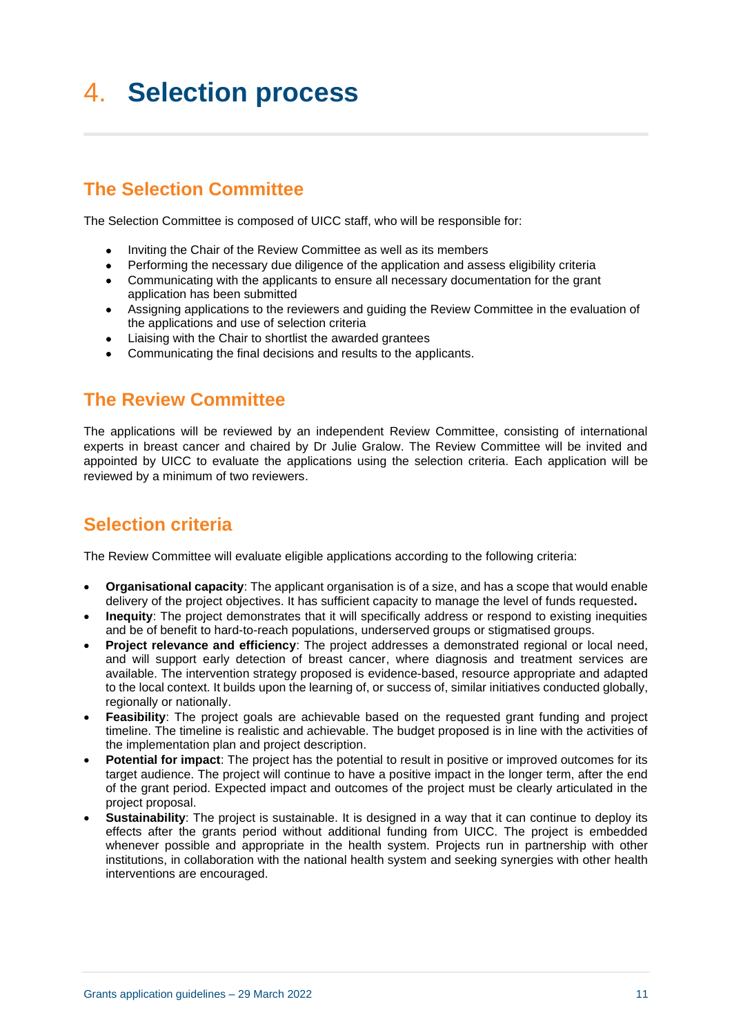# 4. Selection process

## The Selection Committee

The Selection Committee is composed of UICC staff, who will be responsible for:

- Inviting the Chair of the Review Committee as well as its members
- Performing the necessary due diligence of the application and assess eligibility criteria
- Communicating with the applicants to ensure all necessary documentation for the grant application has been submitted
- Assigning applications to the reviewers and guiding the Review Committee in the evaluation of the applications and use of selection criteria
- Liaising with the Chair to shortlist the awarded grantees
- Communicating the final decisions and results to the applicants.

## The Review Committee

The applications will be reviewed by an independent Review Committee, consisting of international experts in breast cancer and chaired by Dr Julie Gralow. The Review Committee will be invited and appointed by UICC to evaluate the applications using the selection criteria. Each application will be reviewed by a minimum of two reviewers.

## Selection criteria

The Review Committee will evaluate eligible applications according to the following criteria:

- **Organisational capacity**: The applicant organisation is of a size, and has a scope that would enable delivery of the project objectives. It has sufficient capacity to manage the level of funds requested**.**
- **Inequity**: The project demonstrates that it will specifically address or respond to existing inequities and be of benefit to hard-to-reach populations, underserved groups or stigmatised groups.
- **Project relevance and efficiency**: The project addresses a demonstrated regional or local need, and will support early detection of breast cancer, where diagnosis and treatment services are available. The intervention strategy proposed is evidence-based, resource appropriate and adapted to the local context. It builds upon the learning of, or success of, similar initiatives conducted globally, regionally or nationally.
- **Feasibility**: The project goals are achievable based on the requested grant funding and project timeline. The timeline is realistic and achievable. The budget proposed is in line with the activities of the implementation plan and project description.
- **Potential for impact**: The project has the potential to result in positive or improved outcomes for its target audience. The project will continue to have a positive impact in the longer term, after the end of the grant period. Expected impact and outcomes of the project must be clearly articulated in the project proposal.
- **Sustainability**: The project is sustainable. It is designed in a way that it can continue to deploy its effects after the grants period without additional funding from UICC. The project is embedded whenever possible and appropriate in the health system. Projects run in partnership with other institutions, in collaboration with the national health system and seeking synergies with other health interventions are encouraged.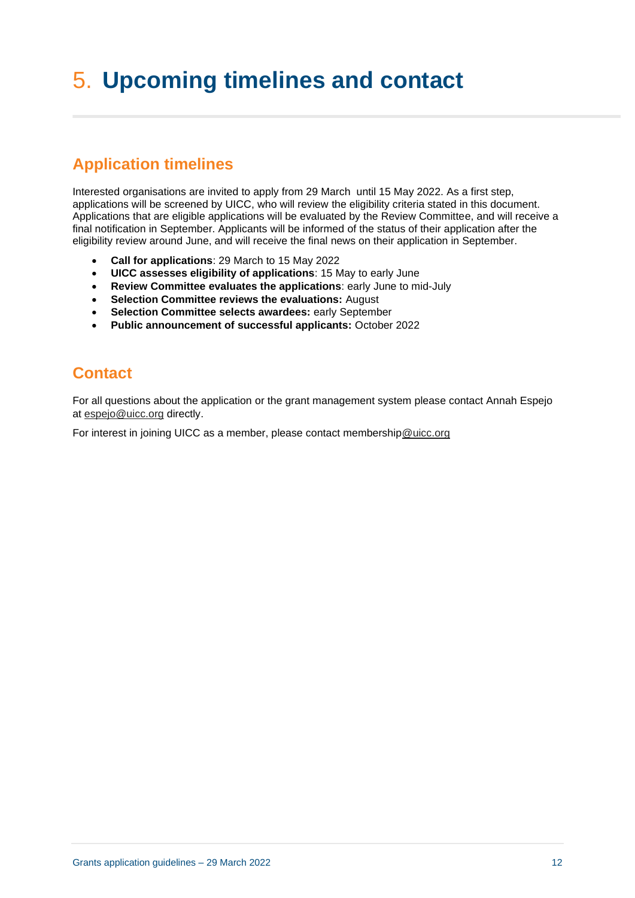# 5. Upcoming timelines and contact

## Application timelines

Interested organisations are invited to apply from 29 March until 15 May 2022. As a first step, applications will be screened by UICC, who will review the eligibility criteria stated in this document. Applications that are eligible applications will be evaluated by the Review Committee, and will receive a final notification in September. Applicants will be informed of the status of their application after the eligibility review around June, and will receive the final news on their application in September.

- **Call for applications**: 29 March to 15 May 2022
- **UICC assesses eligibility of applications**: 15 May to early June
- **Review Committee evaluates the applications**: early June to mid-July
- **Selection Committee reviews the evaluations:** August
- **Selection Committee selects awardees:** early September
- **Public announcement of successful applicants:** October 2022

## Contact

For all questions about the application or the grant management system please contact Annah Espejo at espejo@uicc.org directly.

For interest in joining UICC as a member, please contact membership@uicc.org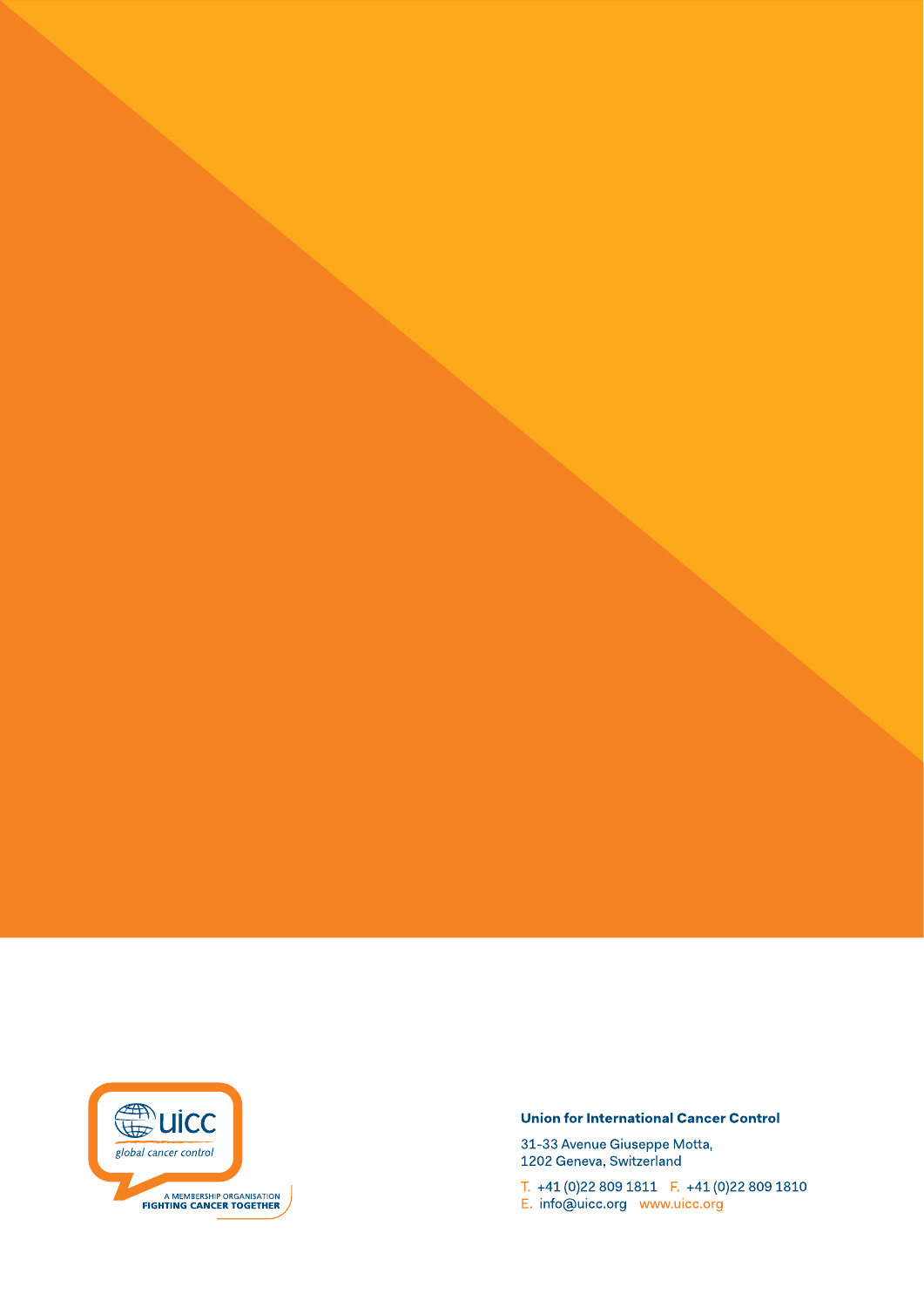uicc

global cancer control

A MEMBERSHIP ORGANISATION

FIGHTING CANCER TOGETHER

**Union for International Cancer Control**

31-33 Avenue Giuseppe Motta,
1202 Geneva, Switzerland

T. +41 (0)22 809 1811 F. +41 (0)22 809 1810
E. info@uicc.org www.uicc.org